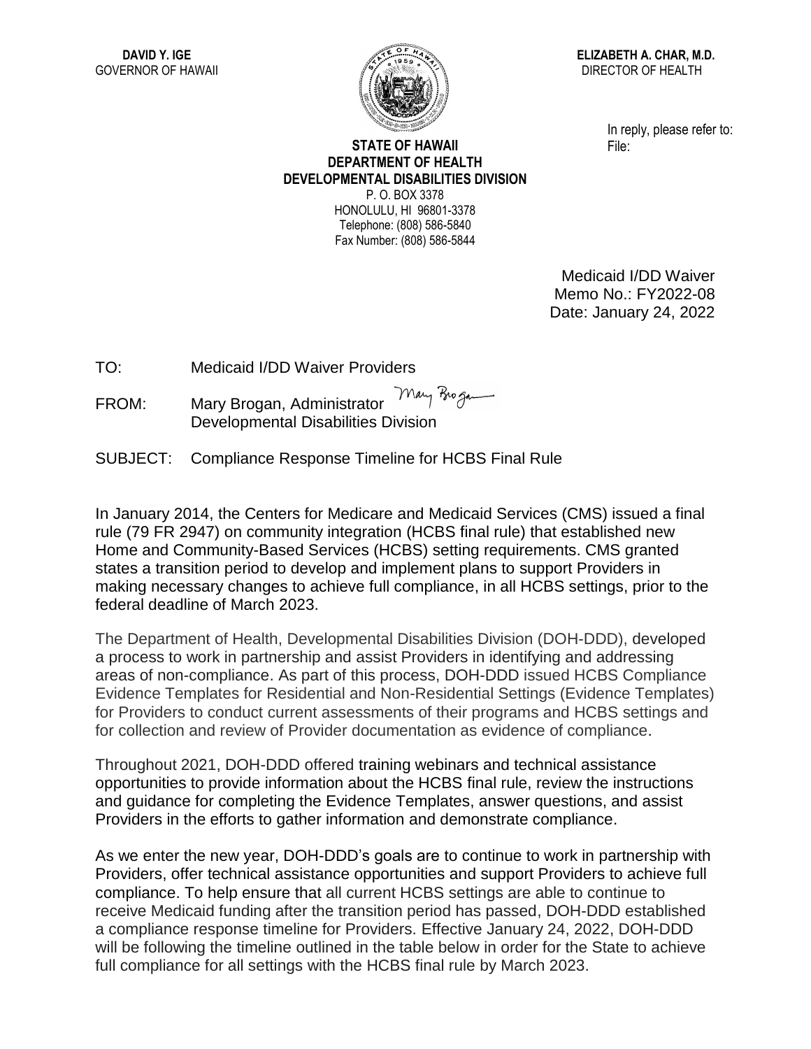**DAVID Y. IGE**
GOVERNOR OF HAWAII

**ELIZABETH A. CHAR, M.D.**
DIRECTOR OF HEALTH

In reply, please refer to:
File:

**STATE OF HAWAII**
**DEPARTMENT OF HEALTH**
**DEVELOPMENTAL DISABILITIES DIVISION**
P. O. BOX 3378
HONOLULU, HI 96801-3378
Telephone: (808) 586-5840
Fax Number: (808) 586-5844

Medicaid I/DD Waiver
Memo No.: FY2022-08
Date: January 24, 2022

TO: Medicaid I/DD Waiver Providers

FROM: Mary Brogan, Administrator
Developmental Disabilities Division

SUBJECT: Compliance Response Timeline for HCBS Final Rule

In January 2014, the Centers for Medicare and Medicaid Services (CMS) issued a final rule (79 FR 2947) on community integration (HCBS final rule) that established new Home and Community-Based Services (HCBS) setting requirements. CMS granted states a transition period to develop and implement plans to support Providers in making necessary changes to achieve full compliance, in all HCBS settings, prior to the federal deadline of March 2023.

The Department of Health, Developmental Disabilities Division (DOH-DDD), developed a process to work in partnership and assist Providers in identifying and addressing areas of non-compliance. As part of this process, DOH-DDD issued HCBS Compliance Evidence Templates for Residential and Non-Residential Settings (Evidence Templates) for Providers to conduct current assessments of their programs and HCBS settings and for collection and review of Provider documentation as evidence of compliance.

Throughout 2021, DOH-DDD offered training webinars and technical assistance opportunities to provide information about the HCBS final rule, review the instructions and guidance for completing the Evidence Templates, answer questions, and assist Providers in the efforts to gather information and demonstrate compliance.

As we enter the new year, DOH-DDD's goals are to continue to work in partnership with Providers, offer technical assistance opportunities and support Providers to achieve full compliance. To help ensure that all current HCBS settings are able to continue to receive Medicaid funding after the transition period has passed, DOH-DDD established a compliance response timeline for Providers. Effective January 24, 2022, DOH-DDD will be following the timeline outlined in the table below in order for the State to achieve full compliance for all settings with the HCBS final rule by March 2023.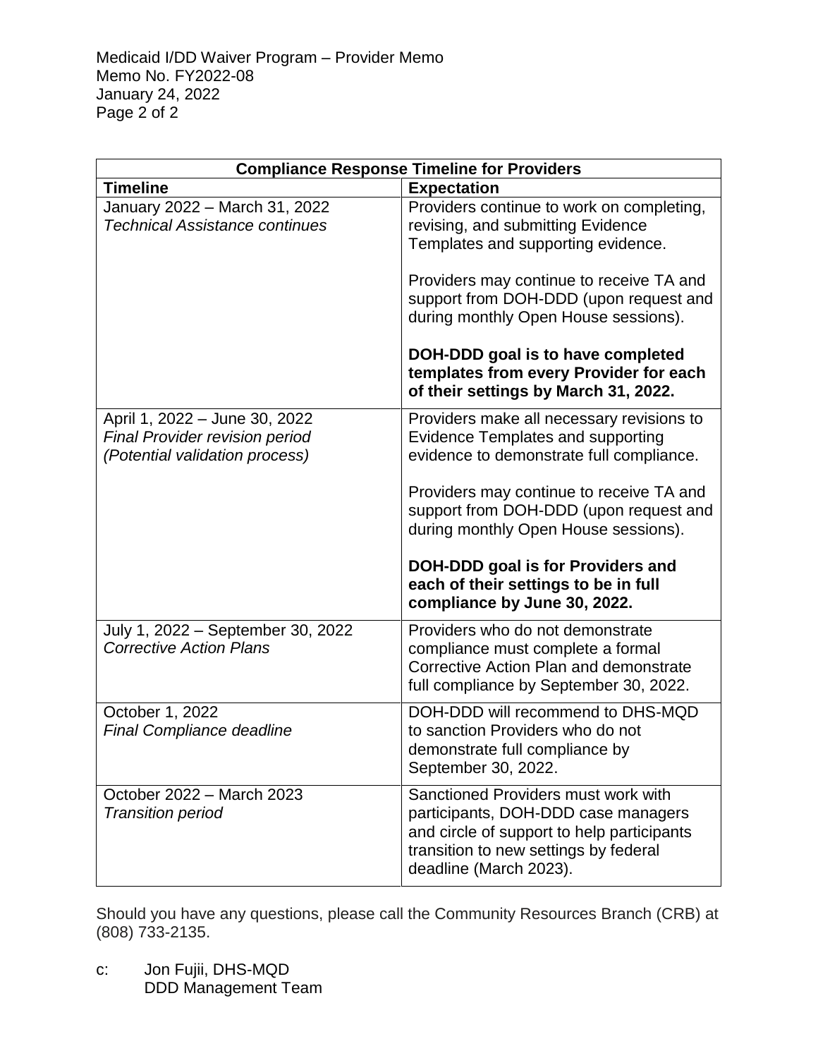| Compliance Response Timeline for Providers | |
|---|---|
| **Timeline** | **Expectation** |
| January 2022 – March 31, 2022<br>*Technical Assistance continues* | Providers continue to work on completing, revising, and submitting Evidence Templates and supporting evidence.<br><br>Providers may continue to receive TA and support from DOH-DDD (upon request and during monthly Open House sessions).<br><br>**DOH-DDD goal is to have completed templates from every Provider for each of their settings by March 31, 2022.** |
| April 1, 2022 – June 30, 2022<br>*Final Provider revision period*<br>*(Potential validation process)* | Providers make all necessary revisions to Evidence Templates and supporting evidence to demonstrate full compliance.<br><br>Providers may continue to receive TA and support from DOH-DDD (upon request and during monthly Open House sessions).<br><br>**DOH-DDD goal is for Providers and each of their settings to be in full compliance by June 30, 2022.** |
| July 1, 2022 – September 30, 2022<br>*Corrective Action Plans* | Providers who do not demonstrate compliance must complete a formal Corrective Action Plan and demonstrate full compliance by September 30, 2022. |
| October 1, 2022<br>*Final Compliance deadline* | DOH-DDD will recommend to DHS-MQD to sanction Providers who do not demonstrate full compliance by September 30, 2022. |
| October 2022 – March 2023<br>*Transition period* | Sanctioned Providers must work with participants, DOH-DDD case managers and circle of support to help participants transition to new settings by federal deadline (March 2023). |

Should you have any questions, please call the Community Resources Branch (CRB) at (808) 733-2135.

c: Jon Fujii, DHS-MQD
DDD Management Team